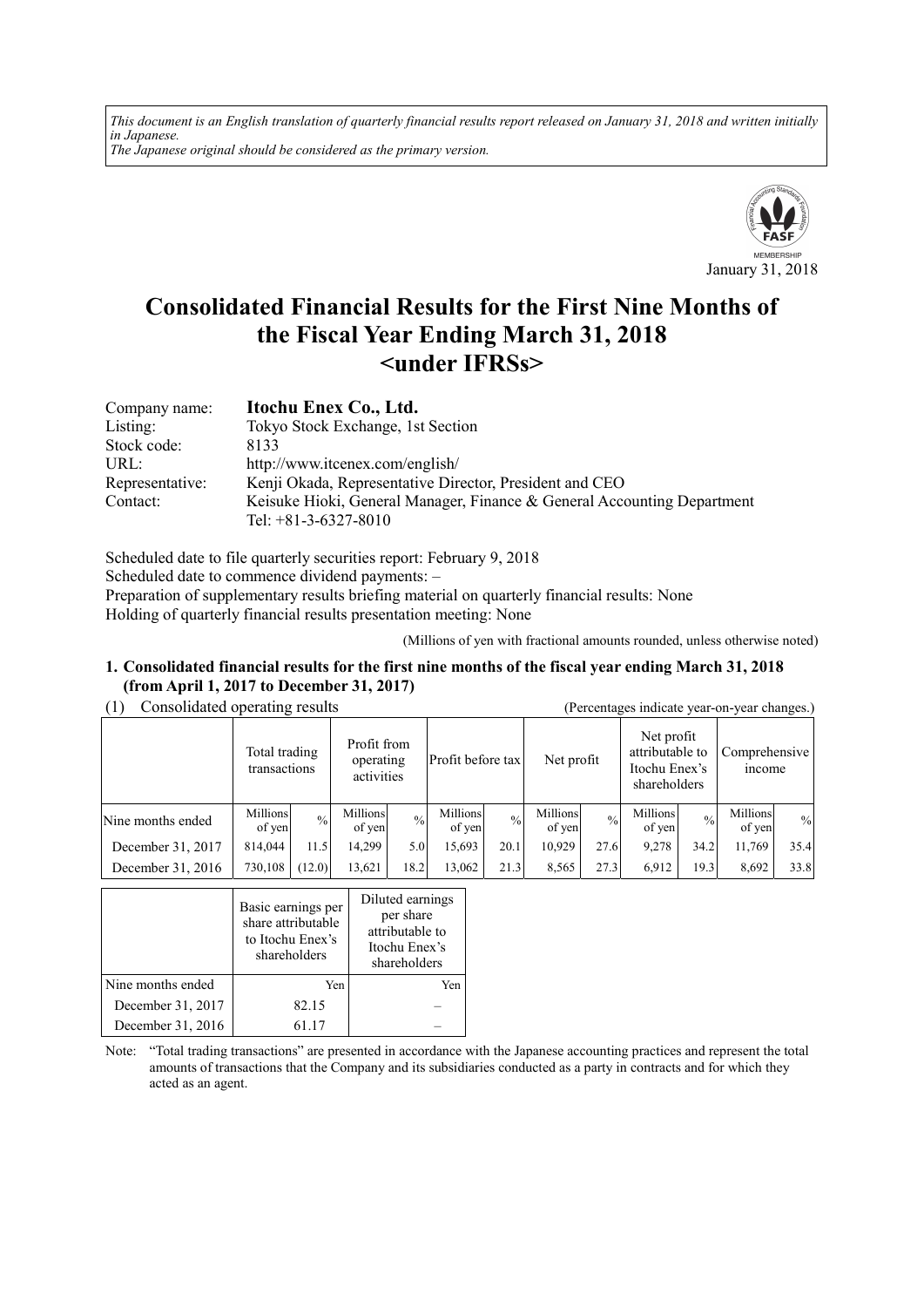*This document is an English translation of quarterly financial results report released on January 31, 2018 and written initially in Japanese.*
*The Japanese original should be considered as the primary version.*

January 31, 2018

# Consolidated Financial Results for the First Nine Months of the Fiscal Year Ending March 31, 2018 <under IFRSs>

| | |
|---|---|
| Company name: | **Itochu Enex Co., Ltd.** |
| Listing: | Tokyo Stock Exchange, 1st Section |
| Stock code: | 8133 |
| URL: | http://www.itcenex.com/english/ |
| Representative: | Kenji Okada, Representative Director, President and CEO |
| Contact: | Keisuke Hioki, General Manager, Finance & General Accounting Department<br>Tel: +81-3-6327-8010 |

Scheduled date to file quarterly securities report: February 9, 2018
Scheduled date to commence dividend payments: –
Preparation of supplementary results briefing material on quarterly financial results: None
Holding of quarterly financial results presentation meeting: None

(Millions of yen with fractional amounts rounded, unless otherwise noted)

## 1. Consolidated financial results for the first nine months of the fiscal year ending March 31, 2018 (from April 1, 2017 to December 31, 2017)

(1) Consolidated operating results (Percentages indicate year-on-year changes.)

| | Total trading transactions | | Profit from operating activities | | Profit before tax | | Net profit | | Net profit attributable to Itochu Enex's shareholders | | Comprehensive income | |
|---|---|---|---|---|---|---|---|---|---|---|---|---|
| Nine months ended | Millions of yen | % | Millions of yen | % | Millions of yen | % | Millions of yen | % | Millions of yen | % | Millions of yen | % |
| December 31, 2017 | 814,044 | 11.5 | 14,299 | 5.0 | 15,693 | 20.1 | 10,929 | 27.6 | 9,278 | 34.2 | 11,769 | 35.4 |
| December 31, 2016 | 730,108 | (12.0) | 13,621 | 18.2 | 13,062 | 21.3 | 8,565 | 27.3 | 6,912 | 19.3 | 8,692 | 33.8 |

| | Basic earnings per share attributable to Itochu Enex's shareholders | Diluted earnings per share attributable to Itochu Enex's shareholders |
|---|---|---|
| Nine months ended | Yen | Yen |
| December 31, 2017 | 82.15 | – |
| December 31, 2016 | 61.17 | – |

Note: "Total trading transactions" are presented in accordance with the Japanese accounting practices and represent the total amounts of transactions that the Company and its subsidiaries conducted as a party in contracts and for which they acted as an agent.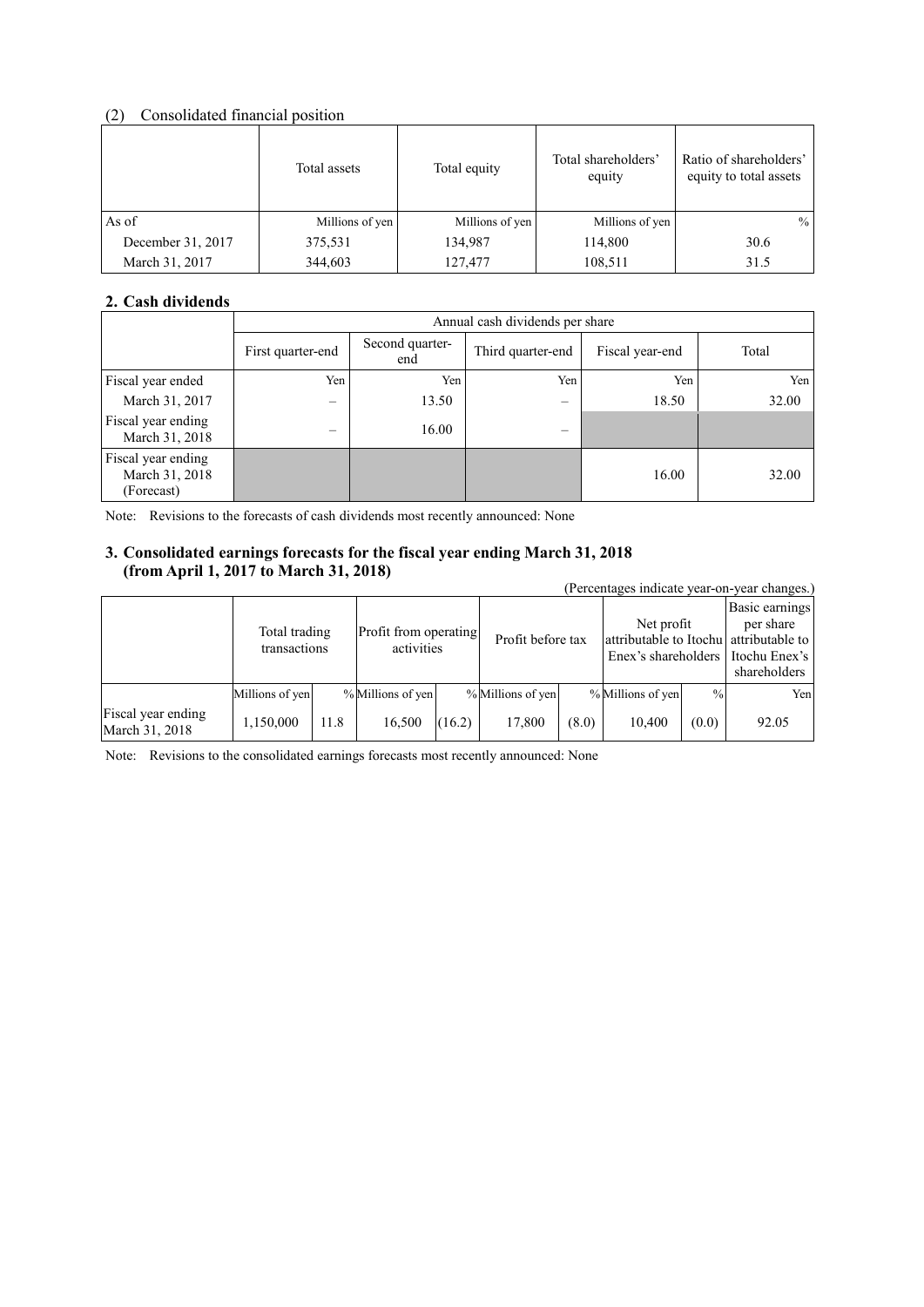## (2) Consolidated financial position

| | Total assets | Total equity | Total shareholders' equity | Ratio of shareholders' equity to total assets |
|---|---|---|---|---|
| As of | Millions of yen | Millions of yen | Millions of yen | % |
| December 31, 2017 | 375,531 | 134,987 | 114,800 | 30.6 |
| March 31, 2017 | 344,603 | 127,477 | 108,511 | 31.5 |

## 2. Cash dividends

| | Annual cash dividends per share | | | | |
|---|---|---|---|---|---|
| | First quarter-end | Second quarter-end | Third quarter-end | Fiscal year-end | Total |
| Fiscal year ended | Yen | Yen | Yen | Yen | Yen |
| March 31, 2017 | – | 13.50 | – | 18.50 | 32.00 |
| Fiscal year ending March 31, 2018 | – | 16.00 | – | | |
| Fiscal year ending March 31, 2018 (Forecast) | | | | 16.00 | 32.00 |

Note: Revisions to the forecasts of cash dividends most recently announced: None

## 3. Consolidated earnings forecasts for the fiscal year ending March 31, 2018 (from April 1, 2017 to March 31, 2018)

(Percentages indicate year-on-year changes.)

| | Total trading transactions | | Profit from operating activities | | Profit before tax | | Net profit attributable to Itochu Enex's shareholders | | Basic earnings per share attributable to Itochu Enex's shareholders |
|---|---|---|---|---|---|---|---|---|---|
| | Millions of yen | % | Millions of yen | % | Millions of yen | % | Millions of yen | % | Yen |
| Fiscal year ending March 31, 2018 | 1,150,000 | 11.8 | 16,500 | (16.2) | 17,800 | (8.0) | 10,400 | (0.0) | 92.05 |

Note: Revisions to the consolidated earnings forecasts most recently announced: None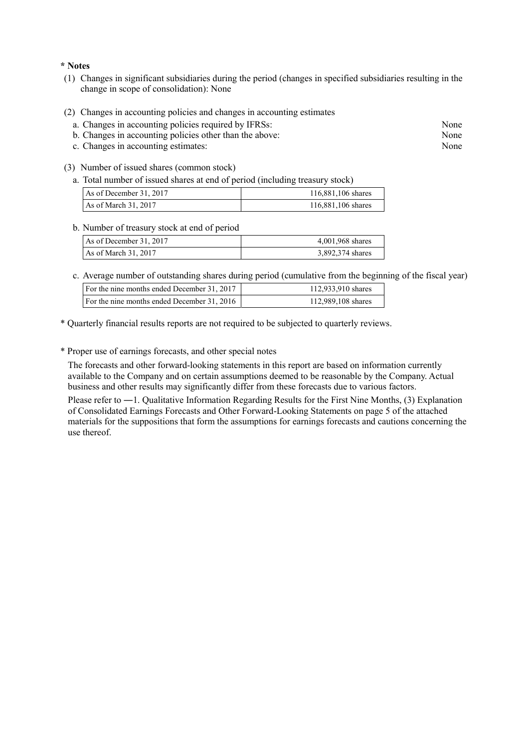**\* Notes**

(1) Changes in significant subsidiaries during the period (changes in specified subsidiaries resulting in the change in scope of consolidation): None

(2) Changes in accounting policies and changes in accounting estimates

a. Changes in accounting policies required by IFRSs: None
b. Changes in accounting policies other than the above: None
c. Changes in accounting estimates: None

(3) Number of issued shares (common stock)

a. Total number of issued shares at end of period (including treasury stock)

| | |
|---|---|
| As of December 31, 2017 | 116,881,106 shares |
| As of March 31, 2017 | 116,881,106 shares |

b. Number of treasury stock at end of period

| | |
|---|---|
| As of December 31, 2017 | 4,001,968 shares |
| As of March 31, 2017 | 3,892,374 shares |

c. Average number of outstanding shares during period (cumulative from the beginning of the fiscal year)

| | |
|---|---|
| For the nine months ended December 31, 2017 | 112,933,910 shares |
| For the nine months ended December 31, 2016 | 112,989,108 shares |

\* Quarterly financial results reports are not required to be subjected to quarterly reviews.

\* Proper use of earnings forecasts, and other special notes

The forecasts and other forward-looking statements in this report are based on information currently available to the Company and on certain assumptions deemed to be reasonable by the Company. Actual business and other results may significantly differ from these forecasts due to various factors.

Please refer to ―1. Qualitative Information Regarding Results for the First Nine Months, (3) Explanation of Consolidated Earnings Forecasts and Other Forward-Looking Statements on page 5 of the attached materials for the suppositions that form the assumptions for earnings forecasts and cautions concerning the use thereof.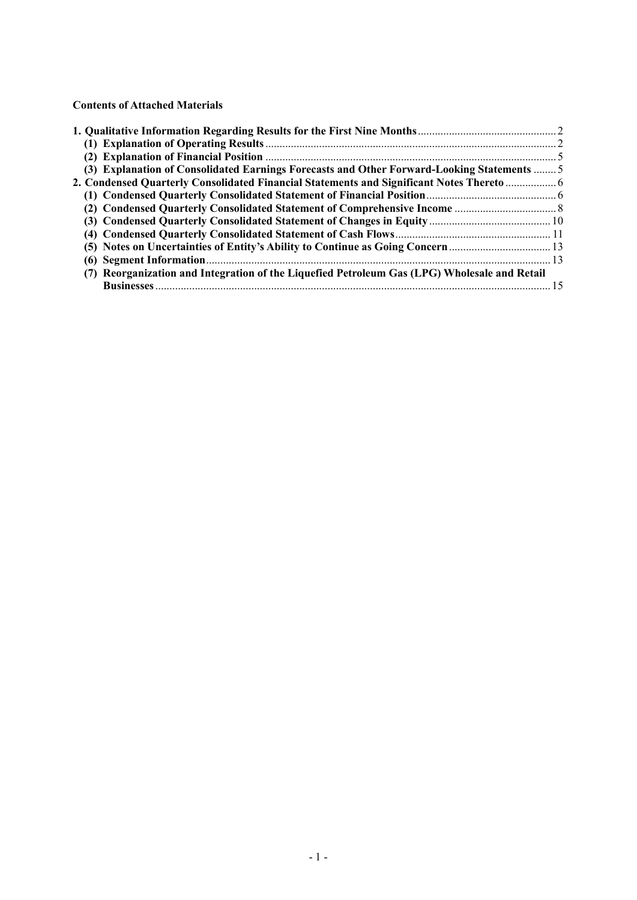**Contents of Attached Materials**

| | |
|---|---|
| **1. Qualitative Information Regarding Results for the First Nine Months** | 2 |
| **(1) Explanation of Operating Results** | 2 |
| **(2) Explanation of Financial Position** | 5 |
| **(3) Explanation of Consolidated Earnings Forecasts and Other Forward-Looking Statements** | 5 |
| **2. Condensed Quarterly Consolidated Financial Statements and Significant Notes Thereto** | 6 |
| **(1) Condensed Quarterly Consolidated Statement of Financial Position** | 6 |
| **(2) Condensed Quarterly Consolidated Statement of Comprehensive Income** | 8 |
| **(3) Condensed Quarterly Consolidated Statement of Changes in Equity** | 10 |
| **(4) Condensed Quarterly Consolidated Statement of Cash Flows** | 11 |
| **(5) Notes on Uncertainties of Entity's Ability to Continue as Going Concern** | 13 |
| **(6) Segment Information** | 13 |
| **(7) Reorganization and Integration of the Liquefied Petroleum Gas (LPG) Wholesale and Retail Businesses** | 15 |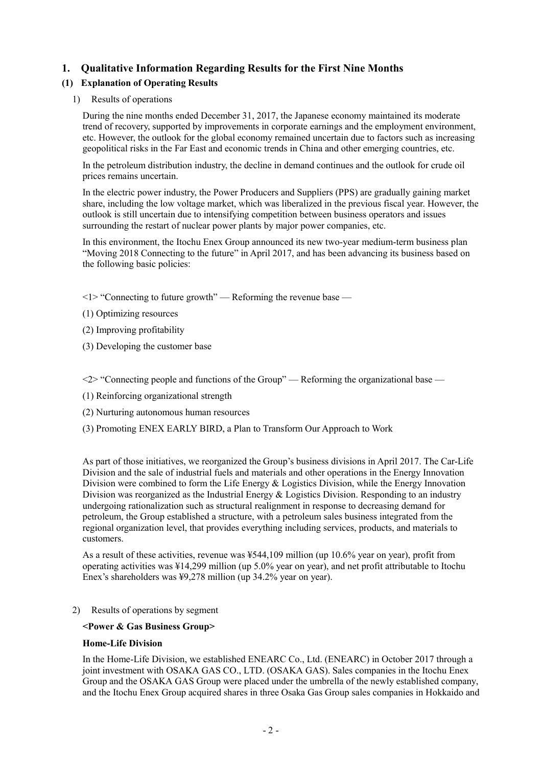# 1. Qualitative Information Regarding Results for the First Nine Months

## (1) Explanation of Operating Results

### 1) Results of operations

During the nine months ended December 31, 2017, the Japanese economy maintained its moderate trend of recovery, supported by improvements in corporate earnings and the employment environment, etc. However, the outlook for the global economy remained uncertain due to factors such as increasing geopolitical risks in the Far East and economic trends in China and other emerging countries, etc.

In the petroleum distribution industry, the decline in demand continues and the outlook for crude oil prices remains uncertain.

In the electric power industry, the Power Producers and Suppliers (PPS) are gradually gaining market share, including the low voltage market, which was liberalized in the previous fiscal year. However, the outlook is still uncertain due to intensifying competition between business operators and issues surrounding the restart of nuclear power plants by major power companies, etc.

In this environment, the Itochu Enex Group announced its new two-year medium-term business plan "Moving 2018 Connecting to the future" in April 2017, and has been advancing its business based on the following basic policies:

<1> "Connecting to future growth" — Reforming the revenue base —

(1) Optimizing resources

(2) Improving profitability

(3) Developing the customer base

<2> "Connecting people and functions of the Group" — Reforming the organizational base —

(1) Reinforcing organizational strength

(2) Nurturing autonomous human resources

(3) Promoting ENEX EARLY BIRD, a Plan to Transform Our Approach to Work

As part of those initiatives, we reorganized the Group's business divisions in April 2017. The Car-Life Division and the sale of industrial fuels and materials and other operations in the Energy Innovation Division were combined to form the Life Energy & Logistics Division, while the Energy Innovation Division was reorganized as the Industrial Energy & Logistics Division. Responding to an industry undergoing rationalization such as structural realignment in response to decreasing demand for petroleum, the Group established a structure, with a petroleum sales business integrated from the regional organization level, that provides everything including services, products, and materials to customers.

As a result of these activities, revenue was ¥544,109 million (up 10.6% year on year), profit from operating activities was ¥14,299 million (up 5.0% year on year), and net profit attributable to Itochu Enex's shareholders was ¥9,278 million (up 34.2% year on year).

### 2) Results of operations by segment

**<Power & Gas Business Group>**

**Home-Life Division**

In the Home-Life Division, we established ENEARC Co., Ltd. (ENEARC) in October 2017 through a joint investment with OSAKA GAS CO., LTD. (OSAKA GAS). Sales companies in the Itochu Enex Group and the OSAKA GAS Group were placed under the umbrella of the newly established company, and the Itochu Enex Group acquired shares in three Osaka Gas Group sales companies in Hokkaido and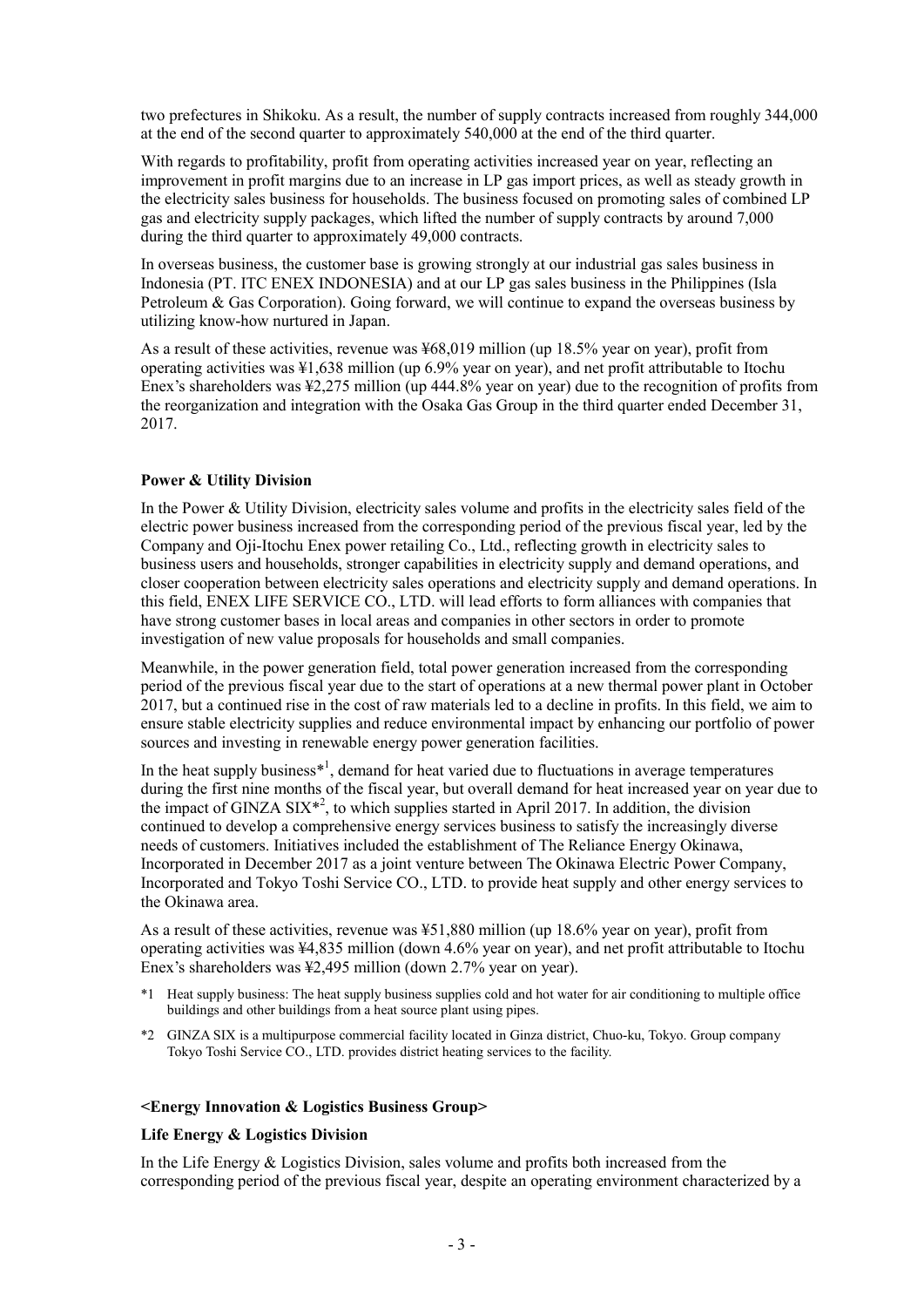two prefectures in Shikoku. As a result, the number of supply contracts increased from roughly 344,000 at the end of the second quarter to approximately 540,000 at the end of the third quarter.

With regards to profitability, profit from operating activities increased year on year, reflecting an improvement in profit margins due to an increase in LP gas import prices, as well as steady growth in the electricity sales business for households. The business focused on promoting sales of combined LP gas and electricity supply packages, which lifted the number of supply contracts by around 7,000 during the third quarter to approximately 49,000 contracts.

In overseas business, the customer base is growing strongly at our industrial gas sales business in Indonesia (PT. ITC ENEX INDONESIA) and at our LP gas sales business in the Philippines (Isla Petroleum & Gas Corporation). Going forward, we will continue to expand the overseas business by utilizing know-how nurtured in Japan.

As a result of these activities, revenue was ¥68,019 million (up 18.5% year on year), profit from operating activities was ¥1,638 million (up 6.9% year on year), and net profit attributable to Itochu Enex's shareholders was ¥2,275 million (up 444.8% year on year) due to the recognition of profits from the reorganization and integration with the Osaka Gas Group in the third quarter ended December 31, 2017.

**Power & Utility Division**

In the Power & Utility Division, electricity sales volume and profits in the electricity sales field of the electric power business increased from the corresponding period of the previous fiscal year, led by the Company and Oji-Itochu Enex power retailing Co., Ltd., reflecting growth in electricity sales to business users and households, stronger capabilities in electricity supply and demand operations, and closer cooperation between electricity sales operations and electricity supply and demand operations. In this field, ENEX LIFE SERVICE CO., LTD. will lead efforts to form alliances with companies that have strong customer bases in local areas and companies in other sectors in order to promote investigation of new value proposals for households and small companies.

Meanwhile, in the power generation field, total power generation increased from the corresponding period of the previous fiscal year due to the start of operations at a new thermal power plant in October 2017, but a continued rise in the cost of raw materials led to a decline in profits. In this field, we aim to ensure stable electricity supplies and reduce environmental impact by enhancing our portfolio of power sources and investing in renewable energy power generation facilities.

In the heat supply business*[1], demand for heat varied due to fluctuations in average temperatures during the first nine months of the fiscal year, but overall demand for heat increased year on year due to the impact of GINZA SIX*[2], to which supplies started in April 2017. In addition, the division continued to develop a comprehensive energy services business to satisfy the increasingly diverse needs of customers. Initiatives included the establishment of The Reliance Energy Okinawa, Incorporated in December 2017 as a joint venture between The Okinawa Electric Power Company, Incorporated and Tokyo Toshi Service CO., LTD. to provide heat supply and other energy services to the Okinawa area.

As a result of these activities, revenue was ¥51,880 million (up 18.6% year on year), profit from operating activities was ¥4,835 million (down 4.6% year on year), and net profit attributable to Itochu Enex's shareholders was ¥2,495 million (down 2.7% year on year).

*1 Heat supply business: The heat supply business supplies cold and hot water for air conditioning to multiple office buildings and other buildings from a heat source plant using pipes.

*2 GINZA SIX is a multipurpose commercial facility located in Ginza district, Chuo-ku, Tokyo. Group company Tokyo Toshi Service CO., LTD. provides district heating services to the facility.

**<Energy Innovation & Logistics Business Group>**

**Life Energy & Logistics Division**

In the Life Energy & Logistics Division, sales volume and profits both increased from the corresponding period of the previous fiscal year, despite an operating environment characterized by a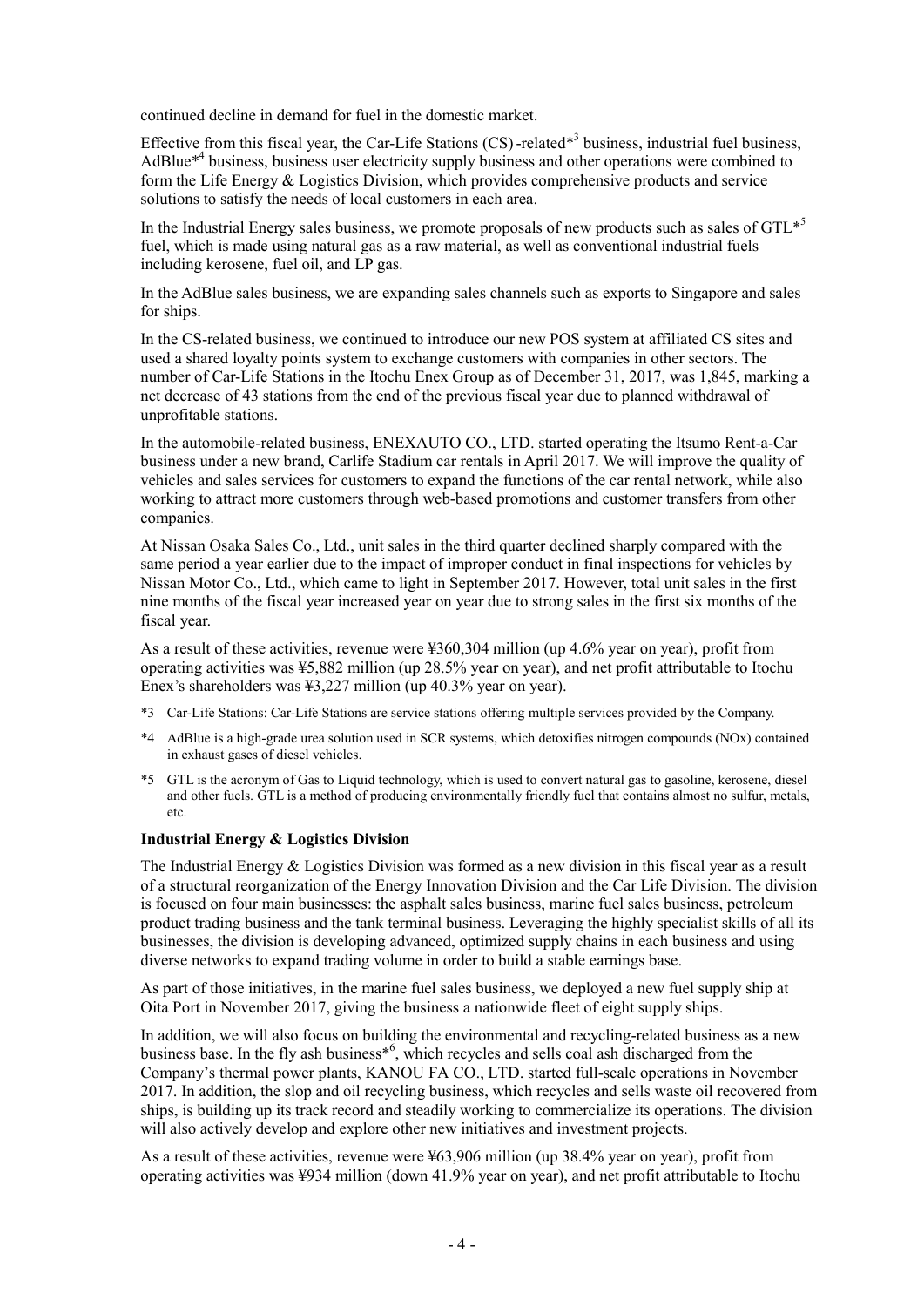continued decline in demand for fuel in the domestic market.

Effective from this fiscal year, the Car-Life Stations (CS)-related*[3] business, industrial fuel business, AdBlue*[4] business, business user electricity supply business and other operations were combined to form the Life Energy & Logistics Division, which provides comprehensive products and service solutions to satisfy the needs of local customers in each area.

In the Industrial Energy sales business, we promote proposals of new products such as sales of GTL*[5] fuel, which is made using natural gas as a raw material, as well as conventional industrial fuels including kerosene, fuel oil, and LP gas.

In the AdBlue sales business, we are expanding sales channels such as exports to Singapore and sales for ships.

In the CS-related business, we continued to introduce our new POS system at affiliated CS sites and used a shared loyalty points system to exchange customers with companies in other sectors. The number of Car-Life Stations in the Itochu Enex Group as of December 31, 2017, was 1,845, marking a net decrease of 43 stations from the end of the previous fiscal year due to planned withdrawal of unprofitable stations.

In the automobile-related business, ENEXAUTO CO., LTD. started operating the Itsumo Rent-a-Car business under a new brand, Carlife Stadium car rentals in April 2017. We will improve the quality of vehicles and sales services for customers to expand the functions of the car rental network, while also working to attract more customers through web-based promotions and customer transfers from other companies.

At Nissan Osaka Sales Co., Ltd., unit sales in the third quarter declined sharply compared with the same period a year earlier due to the impact of improper conduct in final inspections for vehicles by Nissan Motor Co., Ltd., which came to light in September 2017. However, total unit sales in the first nine months of the fiscal year increased year on year due to strong sales in the first six months of the fiscal year.

As a result of these activities, revenue were ¥360,304 million (up 4.6% year on year), profit from operating activities was ¥5,882 million (up 28.5% year on year), and net profit attributable to Itochu Enex's shareholders was ¥3,227 million (up 40.3% year on year).

*3 Car-Life Stations: Car-Life Stations are service stations offering multiple services provided by the Company.

*4 AdBlue is a high-grade urea solution used in SCR systems, which detoxifies nitrogen compounds (NOx) contained in exhaust gases of diesel vehicles.

*5 GTL is the acronym of Gas to Liquid technology, which is used to convert natural gas to gasoline, kerosene, diesel and other fuels. GTL is a method of producing environmentally friendly fuel that contains almost no sulfur, metals, etc.

**Industrial Energy & Logistics Division**

The Industrial Energy & Logistics Division was formed as a new division in this fiscal year as a result of a structural reorganization of the Energy Innovation Division and the Car Life Division. The division is focused on four main businesses: the asphalt sales business, marine fuel sales business, petroleum product trading business and the tank terminal business. Leveraging the highly specialist skills of all its businesses, the division is developing advanced, optimized supply chains in each business and using diverse networks to expand trading volume in order to build a stable earnings base.

As part of those initiatives, in the marine fuel sales business, we deployed a new fuel supply ship at Oita Port in November 2017, giving the business a nationwide fleet of eight supply ships.

In addition, we will also focus on building the environmental and recycling-related business as a new business base. In the fly ash business*[6], which recycles and sells coal ash discharged from the Company's thermal power plants, KANOU FA CO., LTD. started full-scale operations in November 2017. In addition, the slop and oil recycling business, which recycles and sells waste oil recovered from ships, is building up its track record and steadily working to commercialize its operations. The division will also actively develop and explore other new initiatives and investment projects.

As a result of these activities, revenue were ¥63,906 million (up 38.4% year on year), profit from operating activities was ¥934 million (down 41.9% year on year), and net profit attributable to Itochu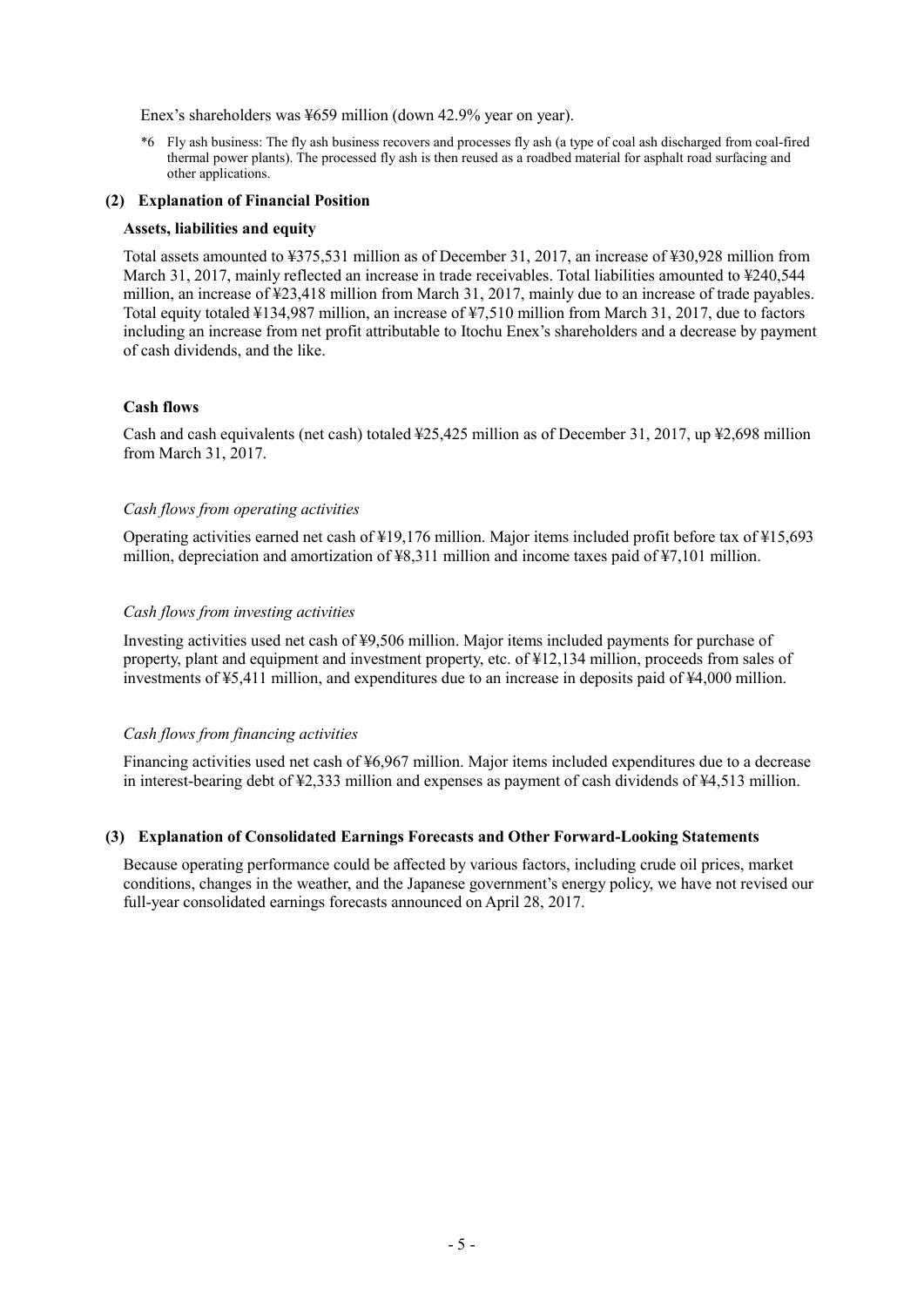Enex's shareholders was ¥659 million (down 42.9% year on year).

*6 Fly ash business: The fly ash business recovers and processes fly ash (a type of coal ash discharged from coal-fired thermal power plants). The processed fly ash is then reused as a roadbed material for asphalt road surfacing and other applications.

### (2) Explanation of Financial Position

**Assets, liabilities and equity**

Total assets amounted to ¥375,531 million as of December 31, 2017, an increase of ¥30,928 million from March 31, 2017, mainly reflected an increase in trade receivables. Total liabilities amounted to ¥240,544 million, an increase of ¥23,418 million from March 31, 2017, mainly due to an increase of trade payables. Total equity totaled ¥134,987 million, an increase of ¥7,510 million from March 31, 2017, due to factors including an increase from net profit attributable to Itochu Enex's shareholders and a decrease by payment of cash dividends, and the like.

**Cash flows**

Cash and cash equivalents (net cash) totaled ¥25,425 million as of December 31, 2017, up ¥2,698 million from March 31, 2017.

*Cash flows from operating activities*

Operating activities earned net cash of ¥19,176 million. Major items included profit before tax of ¥15,693 million, depreciation and amortization of ¥8,311 million and income taxes paid of ¥7,101 million.

*Cash flows from investing activities*

Investing activities used net cash of ¥9,506 million. Major items included payments for purchase of property, plant and equipment and investment property, etc. of ¥12,134 million, proceeds from sales of investments of ¥5,411 million, and expenditures due to an increase in deposits paid of ¥4,000 million.

*Cash flows from financing activities*

Financing activities used net cash of ¥6,967 million. Major items included expenditures due to a decrease in interest-bearing debt of ¥2,333 million and expenses as payment of cash dividends of ¥4,513 million.

### (3) Explanation of Consolidated Earnings Forecasts and Other Forward-Looking Statements

Because operating performance could be affected by various factors, including crude oil prices, market conditions, changes in the weather, and the Japanese government's energy policy, we have not revised our full-year consolidated earnings forecasts announced on April 28, 2017.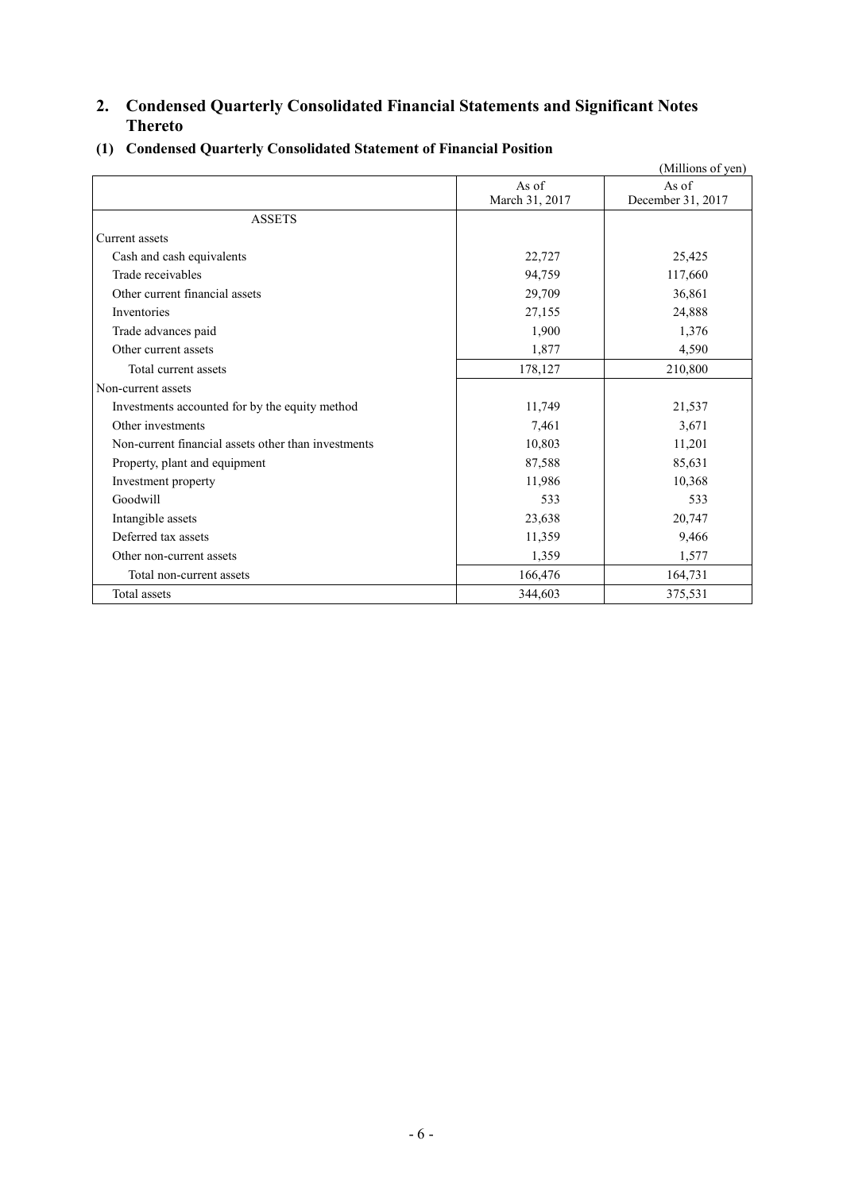## 2. Condensed Quarterly Consolidated Financial Statements and Significant Notes Thereto

### (1) Condensed Quarterly Consolidated Statement of Financial Position

(Millions of yen)

| | As of March 31, 2017 | As of December 31, 2017 |
|---|---|---|
| ASSETS | | |
| Current assets | | |
| Cash and cash equivalents | 22,727 | 25,425 |
| Trade receivables | 94,759 | 117,660 |
| Other current financial assets | 29,709 | 36,861 |
| Inventories | 27,155 | 24,888 |
| Trade advances paid | 1,900 | 1,376 |
| Other current assets | 1,877 | 4,590 |
| Total current assets | 178,127 | 210,800 |
| Non-current assets | | |
| Investments accounted for by the equity method | 11,749 | 21,537 |
| Other investments | 7,461 | 3,671 |
| Non-current financial assets other than investments | 10,803 | 11,201 |
| Property, plant and equipment | 87,588 | 85,631 |
| Investment property | 11,986 | 10,368 |
| Goodwill | 533 | 533 |
| Intangible assets | 23,638 | 20,747 |
| Deferred tax assets | 11,359 | 9,466 |
| Other non-current assets | 1,359 | 1,577 |
| Total non-current assets | 166,476 | 164,731 |
| Total assets | 344,603 | 375,531 |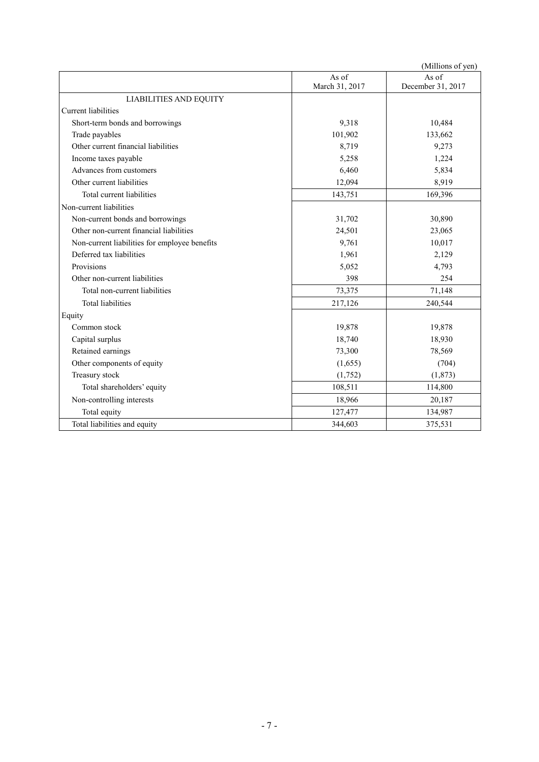(Millions of yen)

| | As of March 31, 2017 | As of December 31, 2017 |
|---|---|---|
| LIABILITIES AND EQUITY | | |
| Current liabilities | | |
| Short-term bonds and borrowings | 9,318 | 10,484 |
| Trade payables | 101,902 | 133,662 |
| Other current financial liabilities | 8,719 | 9,273 |
| Income taxes payable | 5,258 | 1,224 |
| Advances from customers | 6,460 | 5,834 |
| Other current liabilities | 12,094 | 8,919 |
| Total current liabilities | 143,751 | 169,396 |
| Non-current liabilities | | |
| Non-current bonds and borrowings | 31,702 | 30,890 |
| Other non-current financial liabilities | 24,501 | 23,065 |
| Non-current liabilities for employee benefits | 9,761 | 10,017 |
| Deferred tax liabilities | 1,961 | 2,129 |
| Provisions | 5,052 | 4,793 |
| Other non-current liabilities | 398 | 254 |
| Total non-current liabilities | 73,375 | 71,148 |
| Total liabilities | 217,126 | 240,544 |
| Equity | | |
| Common stock | 19,878 | 19,878 |
| Capital surplus | 18,740 | 18,930 |
| Retained earnings | 73,300 | 78,569 |
| Other components of equity | (1,655) | (704) |
| Treasury stock | (1,752) | (1,873) |
| Total shareholders' equity | 108,511 | 114,800 |
| Non-controlling interests | 18,966 | 20,187 |
| Total equity | 127,477 | 134,987 |
| Total liabilities and equity | 344,603 | 375,531 |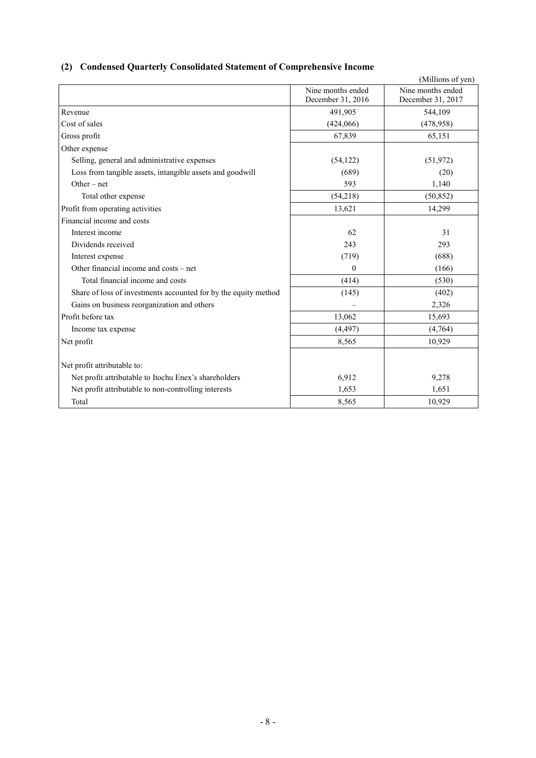### (2) Condensed Quarterly Consolidated Statement of Comprehensive Income

(Millions of yen)

| | Nine months ended December 31, 2016 | Nine months ended December 31, 2017 |
|---|---|---|
| Revenue | 491,905 | 544,109 |
| Cost of sales | (424,066) | (478,958) |
| Gross profit | 67,839 | 65,151 |
| Other expense | | |
| Selling, general and administrative expenses | (54,122) | (51,972) |
| Loss from tangible assets, intangible assets and goodwill | (689) | (20) |
| Other – net | 593 | 1,140 |
| Total other expense | (54,218) | (50,852) |
| Profit from operating activities | 13,621 | 14,299 |
| Financial income and costs | | |
| Interest income | 62 | 31 |
| Dividends received | 243 | 293 |
| Interest expense | (719) | (688) |
| Other financial income and costs – net | 0 | (166) |
| Total financial income and costs | (414) | (530) |
| Share of loss of investments accounted for by the equity method | (145) | (402) |
| Gains on business reorganization and others | – | 2,326 |
| Profit before tax | 13,062 | 15,693 |
| Income tax expense | (4,497) | (4,764) |
| Net profit | 8,565 | 10,929 |
| Net profit attributable to: | | |
| Net profit attributable to Itochu Enex's shareholders | 6,912 | 9,278 |
| Net profit attributable to non-controlling interests | 1,653 | 1,651 |
| Total | 8,565 | 10,929 |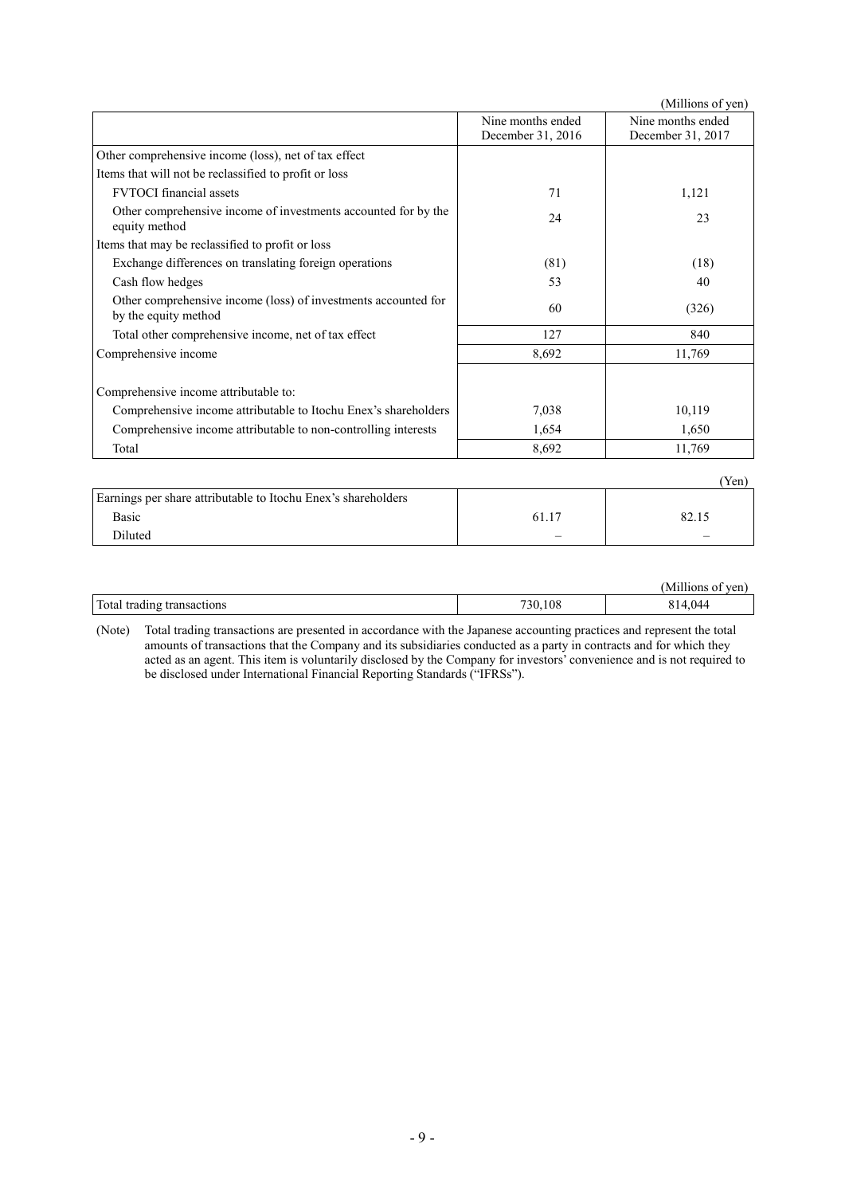(Millions of yen)

| | Nine months ended December 31, 2016 | Nine months ended December 31, 2017 |
|---|---|---|
| Other comprehensive income (loss), net of tax effect | | |
| Items that will not be reclassified to profit or loss | | |
| FVTOCI financial assets | 71 | 1,121 |
| Other comprehensive income of investments accounted for by the equity method | 24 | 23 |
| Items that may be reclassified to profit or loss | | |
| Exchange differences on translating foreign operations | (81) | (18) |
| Cash flow hedges | 53 | 40 |
| Other comprehensive income (loss) of investments accounted for by the equity method | 60 | (326) |
| Total other comprehensive income, net of tax effect | 127 | 840 |
| Comprehensive income | 8,692 | 11,769 |
| Comprehensive income attributable to: | | |
| Comprehensive income attributable to Itochu Enex's shareholders | 7,038 | 10,119 |
| Comprehensive income attributable to non-controlling interests | 1,654 | 1,650 |
| Total | 8,692 | 11,769 |

(Yen)

| Earnings per share attributable to Itochu Enex's shareholders | | |
|---|---|---|
| Basic | 61.17 | 82.15 |
| Diluted | – | – |

(Millions of yen)

| | | |
|---|---|---|
| Total trading transactions | 730,108 | 814,044 |

(Note) Total trading transactions are presented in accordance with the Japanese accounting practices and represent the total amounts of transactions that the Company and its subsidiaries conducted as a party in contracts and for which they acted as an agent. This item is voluntarily disclosed by the Company for investors' convenience and is not required to be disclosed under International Financial Reporting Standards ("IFRSs").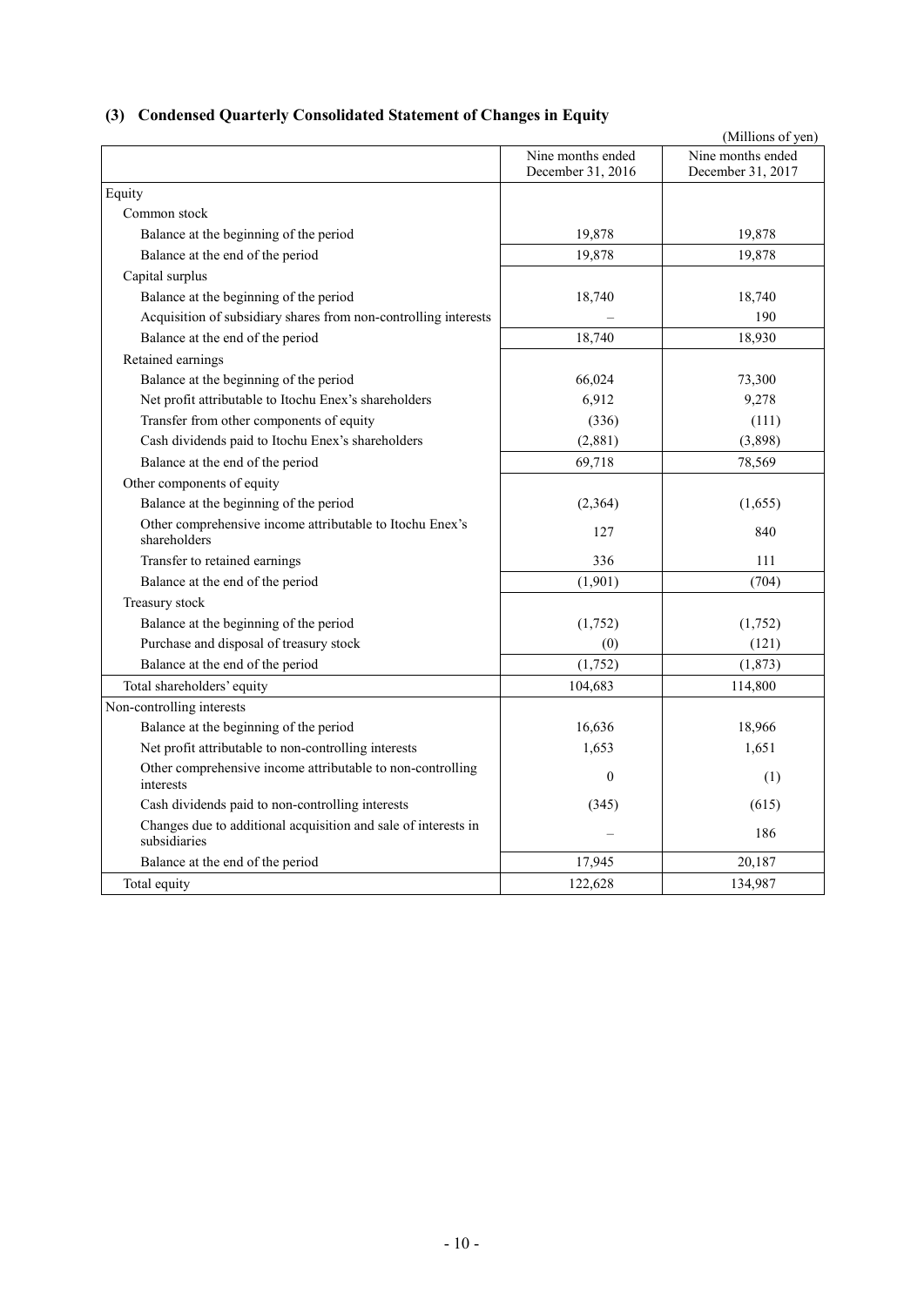### (3) Condensed Quarterly Consolidated Statement of Changes in Equity

(Millions of yen)

| | Nine months ended December 31, 2016 | Nine months ended December 31, 2017 |
|---|---|---|
| Equity | | |
| Common stock | | |
| Balance at the beginning of the period | 19,878 | 19,878 |
| Balance at the end of the period | 19,878 | 19,878 |
| Capital surplus | | |
| Balance at the beginning of the period | 18,740 | 18,740 |
| Acquisition of subsidiary shares from non-controlling interests | – | 190 |
| Balance at the end of the period | 18,740 | 18,930 |
| Retained earnings | | |
| Balance at the beginning of the period | 66,024 | 73,300 |
| Net profit attributable to Itochu Enex's shareholders | 6,912 | 9,278 |
| Transfer from other components of equity | (336) | (111) |
| Cash dividends paid to Itochu Enex's shareholders | (2,881) | (3,898) |
| Balance at the end of the period | 69,718 | 78,569 |
| Other components of equity | | |
| Balance at the beginning of the period | (2,364) | (1,655) |
| Other comprehensive income attributable to Itochu Enex's shareholders | 127 | 840 |
| Transfer to retained earnings | 336 | 111 |
| Balance at the end of the period | (1,901) | (704) |
| Treasury stock | | |
| Balance at the beginning of the period | (1,752) | (1,752) |
| Purchase and disposal of treasury stock | (0) | (121) |
| Balance at the end of the period | (1,752) | (1,873) |
| Total shareholders' equity | 104,683 | 114,800 |
| Non-controlling interests | | |
| Balance at the beginning of the period | 16,636 | 18,966 |
| Net profit attributable to non-controlling interests | 1,653 | 1,651 |
| Other comprehensive income attributable to non-controlling interests | 0 | (1) |
| Cash dividends paid to non-controlling interests | (345) | (615) |
| Changes due to additional acquisition and sale of interests in subsidiaries | – | 186 |
| Balance at the end of the period | 17,945 | 20,187 |
| Total equity | 122,628 | 134,987 |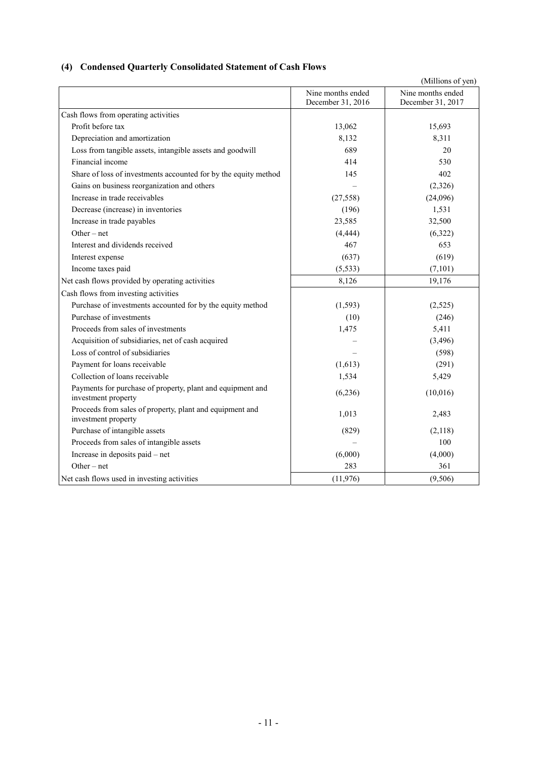### (4) Condensed Quarterly Consolidated Statement of Cash Flows

(Millions of yen)

| | Nine months ended December 31, 2016 | Nine months ended December 31, 2017 |
|---|---|---|
| Cash flows from operating activities | | |
| Profit before tax | 13,062 | 15,693 |
| Depreciation and amortization | 8,132 | 8,311 |
| Loss from tangible assets, intangible assets and goodwill | 689 | 20 |
| Financial income | 414 | 530 |
| Share of loss of investments accounted for by the equity method | 145 | 402 |
| Gains on business reorganization and others | – | (2,326) |
| Increase in trade receivables | (27,558) | (24,096) |
| Decrease (increase) in inventories | (196) | 1,531 |
| Increase in trade payables | 23,585 | 32,500 |
| Other – net | (4,444) | (6,322) |
| Interest and dividends received | 467 | 653 |
| Interest expense | (637) | (619) |
| Income taxes paid | (5,533) | (7,101) |
| Net cash flows provided by operating activities | 8,126 | 19,176 |
| Cash flows from investing activities | | |
| Purchase of investments accounted for by the equity method | (1,593) | (2,525) |
| Purchase of investments | (10) | (246) |
| Proceeds from sales of investments | 1,475 | 5,411 |
| Acquisition of subsidiaries, net of cash acquired | – | (3,496) |
| Loss of control of subsidiaries | – | (598) |
| Payment for loans receivable | (1,613) | (291) |
| Collection of loans receivable | 1,534 | 5,429 |
| Payments for purchase of property, plant and equipment and investment property | (6,236) | (10,016) |
| Proceeds from sales of property, plant and equipment and investment property | 1,013 | 2,483 |
| Purchase of intangible assets | (829) | (2,118) |
| Proceeds from sales of intangible assets | – | 100 |
| Increase in deposits paid – net | (6,000) | (4,000) |
| Other – net | 283 | 361 |
| Net cash flows used in investing activities | (11,976) | (9,506) |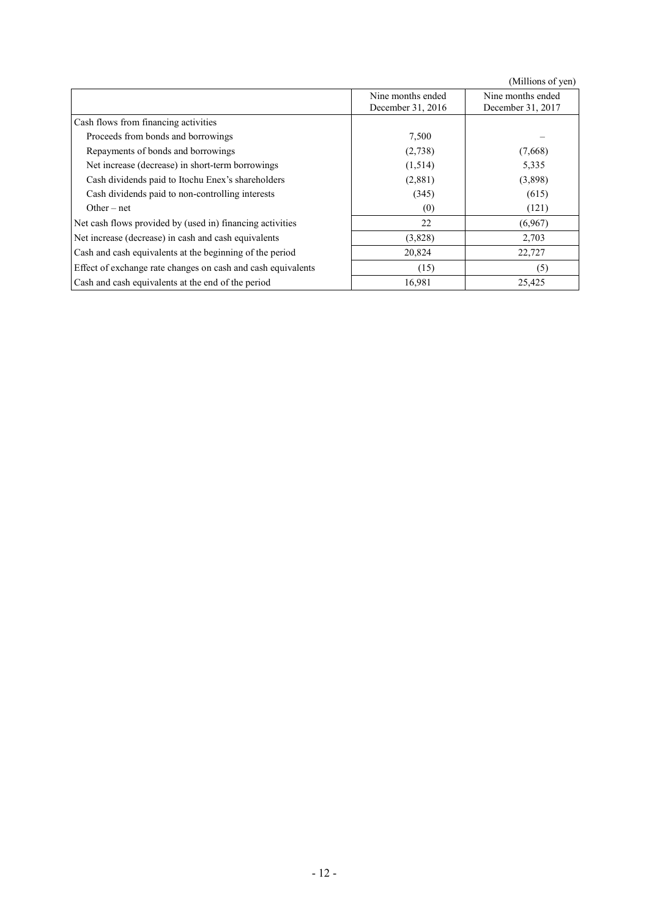(Millions of yen)

| | Nine months ended December 31, 2016 | Nine months ended December 31, 2017 |
|---|---|---|
| Cash flows from financing activities | | |
| Proceeds from bonds and borrowings | 7,500 | – |
| Repayments of bonds and borrowings | (2,738) | (7,668) |
| Net increase (decrease) in short-term borrowings | (1,514) | 5,335 |
| Cash dividends paid to Itochu Enex's shareholders | (2,881) | (3,898) |
| Cash dividends paid to non-controlling interests | (345) | (615) |
| Other – net | (0) | (121) |
| Net cash flows provided by (used in) financing activities | 22 | (6,967) |
| Net increase (decrease) in cash and cash equivalents | (3,828) | 2,703 |
| Cash and cash equivalents at the beginning of the period | 20,824 | 22,727 |
| Effect of exchange rate changes on cash and cash equivalents | (15) | (5) |
| Cash and cash equivalents at the end of the period | 16,981 | 25,425 |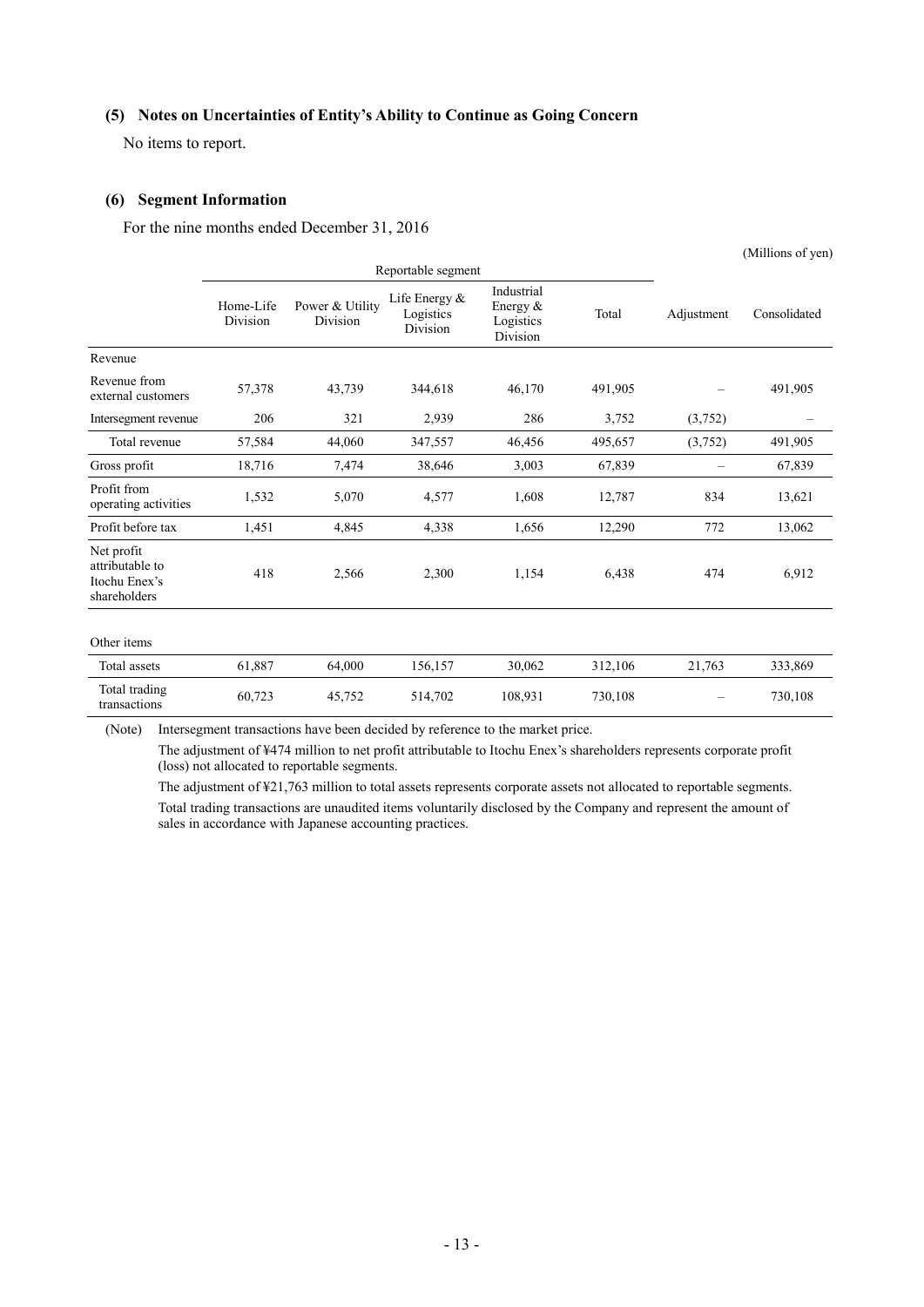### (5) Notes on Uncertainties of Entity's Ability to Continue as Going Concern

No items to report.

### (6) Segment Information

For the nine months ended December 31, 2016

(Millions of yen)

| | Reportable segment | | | | | | |
|---|---|---|---|---|---|---|---|
| | Home-Life Division | Power & Utility Division | Life Energy & Logistics Division | Industrial Energy & Logistics Division | Total | Adjustment | Consolidated |
| Revenue | | | | | | | |
| Revenue from external customers | 57,378 | 43,739 | 344,618 | 46,170 | 491,905 | – | 491,905 |
| Intersegment revenue | 206 | 321 | 2,939 | 286 | 3,752 | (3,752) | – |
| Total revenue | 57,584 | 44,060 | 347,557 | 46,456 | 495,657 | (3,752) | 491,905 |
| Gross profit | 18,716 | 7,474 | 38,646 | 3,003 | 67,839 | – | 67,839 |
| Profit from operating activities | 1,532 | 5,070 | 4,577 | 1,608 | 12,787 | 834 | 13,621 |
| Profit before tax | 1,451 | 4,845 | 4,338 | 1,656 | 12,290 | 772 | 13,062 |
| Net profit attributable to Itochu Enex's shareholders | 418 | 2,566 | 2,300 | 1,154 | 6,438 | 474 | 6,912 |
| Other items | | | | | | | |
| Total assets | 61,887 | 64,000 | 156,157 | 30,062 | 312,106 | 21,763 | 333,869 |
| Total trading transactions | 60,723 | 45,752 | 514,702 | 108,931 | 730,108 | – | 730,108 |

(Note) Intersegment transactions have been decided by reference to the market price.

The adjustment of ¥474 million to net profit attributable to Itochu Enex's shareholders represents corporate profit (loss) not allocated to reportable segments.

The adjustment of ¥21,763 million to total assets represents corporate assets not allocated to reportable segments.

Total trading transactions are unaudited items voluntarily disclosed by the Company and represent the amount of sales in accordance with Japanese accounting practices.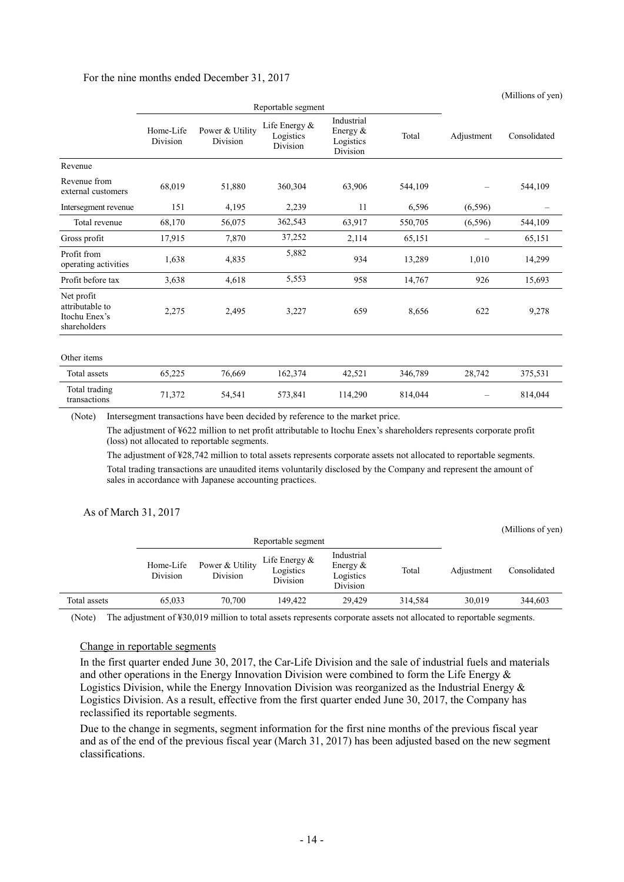For the nine months ended December 31, 2017

(Millions of yen)

| | Reportable segment | | | | | Adjustment | Consolidated |
|---|---|---|---|---|---|---|---|
| | Home-Life Division | Power & Utility Division | Life Energy & Logistics Division | Industrial Energy & Logistics Division | Total | | |
| Revenue | | | | | | | |
| Revenue from external customers | 68,019 | 51,880 | 360,304 | 63,906 | 544,109 | – | 544,109 |
| Intersegment revenue | 151 | 4,195 | 2,239 | 11 | 6,596 | (6,596) | – |
| Total revenue | 68,170 | 56,075 | 362,543 | 63,917 | 550,705 | (6,596) | 544,109 |
| Gross profit | 17,915 | 7,870 | 37,252 | 2,114 | 65,151 | – | 65,151 |
| Profit from operating activities | 1,638 | 4,835 | 5,882 | 934 | 13,289 | 1,010 | 14,299 |
| Profit before tax | 3,638 | 4,618 | 5,553 | 958 | 14,767 | 926 | 15,693 |
| Net profit attributable to Itochu Enex's shareholders | 2,275 | 2,495 | 3,227 | 659 | 8,656 | 622 | 9,278 |
| Other items | | | | | | | |
| Total assets | 65,225 | 76,669 | 162,374 | 42,521 | 346,789 | 28,742 | 375,531 |
| Total trading transactions | 71,372 | 54,541 | 573,841 | 114,290 | 814,044 | – | 814,044 |

(Note) Intersegment transactions have been decided by reference to the market price.

The adjustment of ¥622 million to net profit attributable to Itochu Enex's shareholders represents corporate profit (loss) not allocated to reportable segments.

The adjustment of ¥28,742 million to total assets represents corporate assets not allocated to reportable segments.

Total trading transactions are unaudited items voluntarily disclosed by the Company and represent the amount of sales in accordance with Japanese accounting practices.

As of March 31, 2017

(Millions of yen)

| | Reportable segment | | | | | Adjustment | Consolidated |
|---|---|---|---|---|---|---|---|
| | Home-Life Division | Power & Utility Division | Life Energy & Logistics Division | Industrial Energy & Logistics Division | Total | | |
| Total assets | 65,033 | 70,700 | 149,422 | 29,429 | 314,584 | 30,019 | 344,603 |

(Note) The adjustment of ¥30,019 million to total assets represents corporate assets not allocated to reportable segments.

Change in reportable segments

In the first quarter ended June 30, 2017, the Car-Life Division and the sale of industrial fuels and materials and other operations in the Energy Innovation Division were combined to form the Life Energy & Logistics Division, while the Energy Innovation Division was reorganized as the Industrial Energy & Logistics Division. As a result, effective from the first quarter ended June 30, 2017, the Company has reclassified its reportable segments.

Due to the change in segments, segment information for the first nine months of the previous fiscal year and as of the end of the previous fiscal year (March 31, 2017) has been adjusted based on the new segment classifications.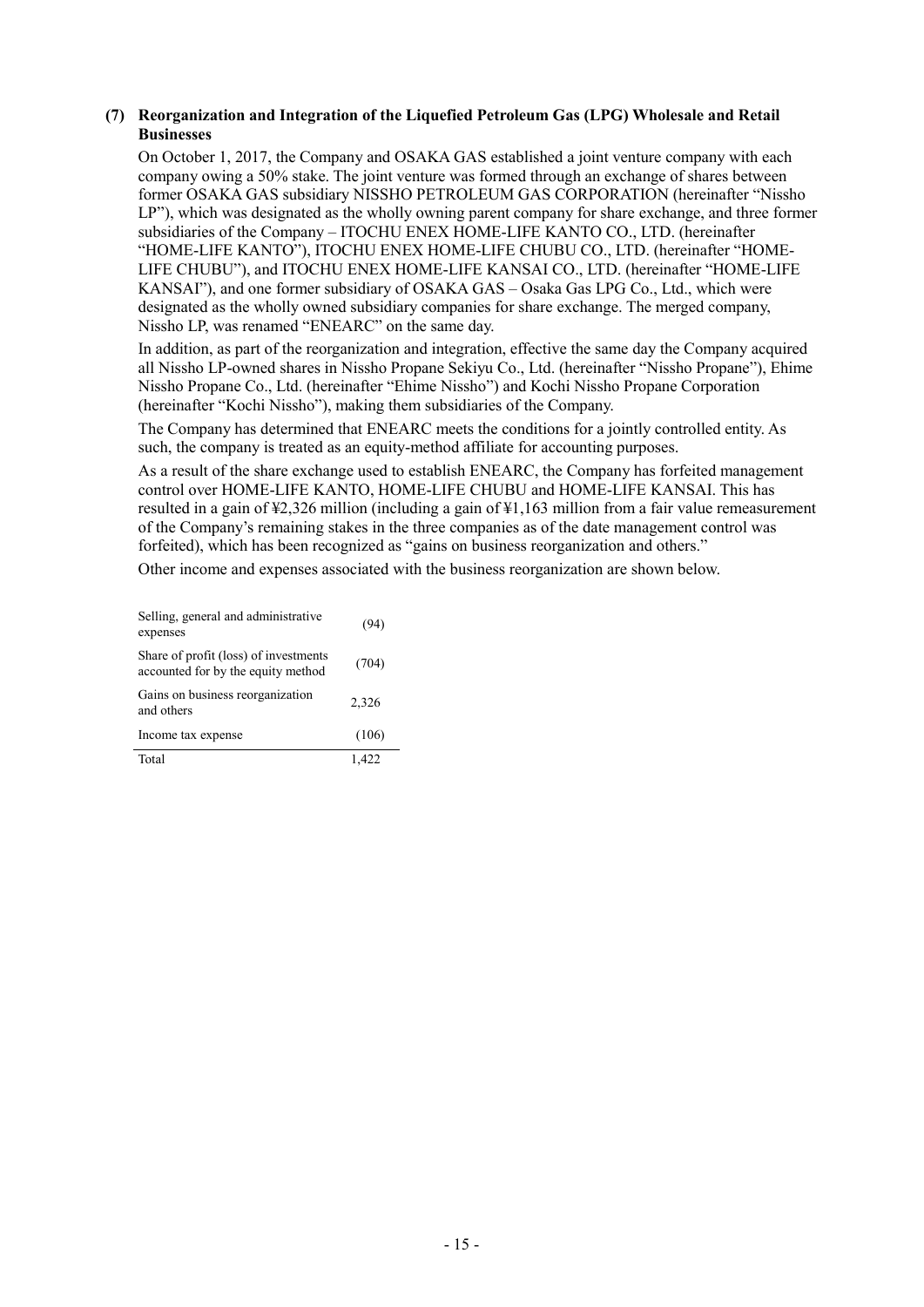### (7) Reorganization and Integration of the Liquefied Petroleum Gas (LPG) Wholesale and Retail Businesses

On October 1, 2017, the Company and OSAKA GAS established a joint venture company with each company owing a 50% stake. The joint venture was formed through an exchange of shares between former OSAKA GAS subsidiary NISSHO PETROLEUM GAS CORPORATION (hereinafter "Nissho LP"), which was designated as the wholly owning parent company for share exchange, and three former subsidiaries of the Company – ITOCHU ENEX HOME-LIFE KANTO CO., LTD. (hereinafter "HOME-LIFE KANTO"), ITOCHU ENEX HOME-LIFE CHUBU CO., LTD. (hereinafter "HOME-LIFE CHUBU"), and ITOCHU ENEX HOME-LIFE KANSAI CO., LTD. (hereinafter "HOME-LIFE KANSAI"), and one former subsidiary of OSAKA GAS – Osaka Gas LPG Co., Ltd., which were designated as the wholly owned subsidiary companies for share exchange. The merged company, Nissho LP, was renamed "ENEARC" on the same day.

In addition, as part of the reorganization and integration, effective the same day the Company acquired all Nissho LP-owned shares in Nissho Propane Sekiyu Co., Ltd. (hereinafter "Nissho Propane"), Ehime Nissho Propane Co., Ltd. (hereinafter "Ehime Nissho") and Kochi Nissho Propane Corporation (hereinafter "Kochi Nissho"), making them subsidiaries of the Company.

The Company has determined that ENEARC meets the conditions for a jointly controlled entity. As such, the company is treated as an equity-method affiliate for accounting purposes.

As a result of the share exchange used to establish ENEARC, the Company has forfeited management control over HOME-LIFE KANTO, HOME-LIFE CHUBU and HOME-LIFE KANSAI. This has resulted in a gain of ¥2,326 million (including a gain of ¥1,163 million from a fair value remeasurement of the Company's remaining stakes in the three companies as of the date management control was forfeited), which has been recognized as "gains on business reorganization and others."

Other income and expenses associated with the business reorganization are shown below.

| | |
|---|---|
| Selling, general and administrative expenses | (94) |
| Share of profit (loss) of investments accounted for by the equity method | (704) |
| Gains on business reorganization and others | 2,326 |
| Income tax expense | (106) |
| Total | 1,422 |